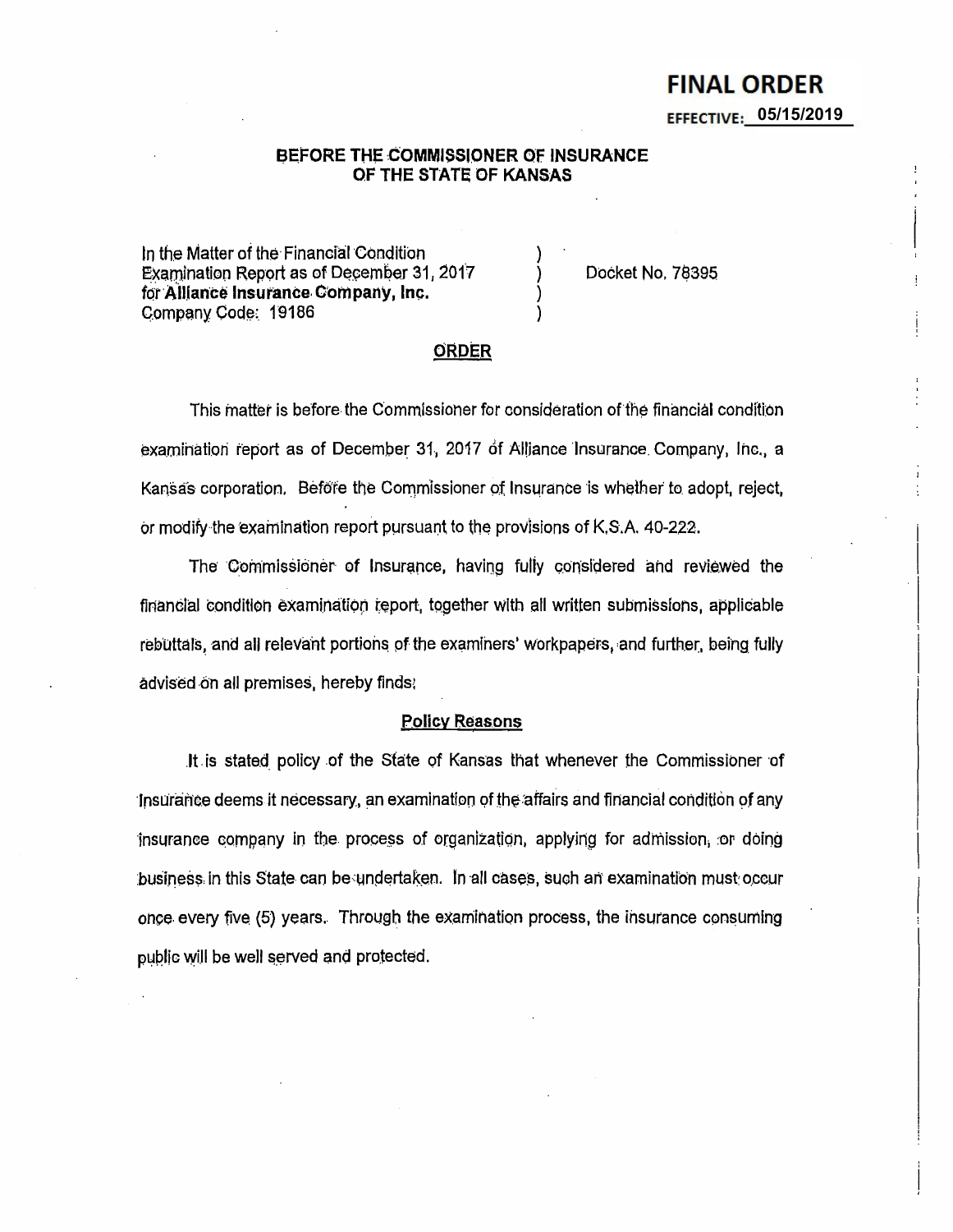**FINAL ORDER**

**EFFECTIVE: 05/15/2019**

**BEFORE THE COMMISSIONER OF INSURANCE OF THE STATE OF KANSAS**

In the Matter of the Financial Condition Examination Report as of December 31, 2017 for **Alliance Insurance Company, Inc.** Company Code: 19186 ) Docket No. 78395

## ORDER

This matter is before the Commissioner for consideration of the financial condition examination report as of December 31, 2017 of Alliance Insurance Company, Inc., a Kansas corporation. Before the Commissioner of Insurance is whether to adopt, reject, or modify the examination report pursuant to the provisions of K.S.A. 40-222.

The Commissioner of Insurance, having fully considered and reviewed the financial condition examination report, together with all written submissions, applicable rebuttals, and all relevant portions of the examiners' workpapers, and further, being fully advised on all premises, hereby finds:

### Policy Reasons

It is stated policy of the State of Kansas that whenever the Commissioner of Insurance deems it necessary, an examination of the affairs and financial condition of any insurance company in the process of organization, applying for admission, or doing business in this State can be undertaken. In all cases, such an examination must occur once every five (5) years. Through the examination process, the insurance consuming public will be well served and protected.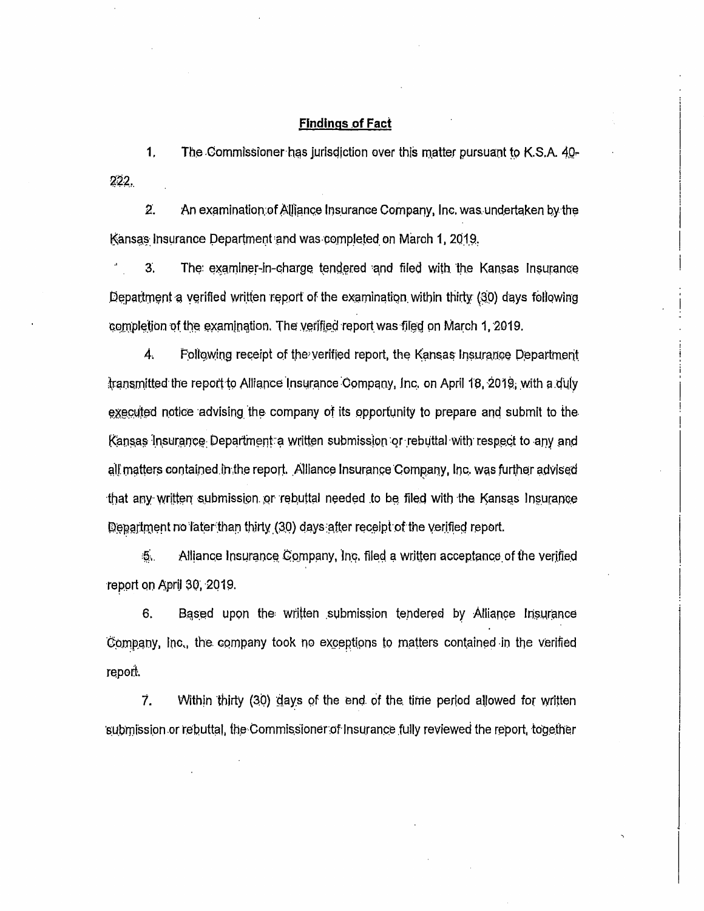## Findings of Fact

1. The Commissioner has jurisdiction over this matter pursuant to K.S.A. 40-222.

2. An examination of Alliance Insurance Company, Inc. was undertaken by the Kansas Insurance Department and was completed on March 1, 2019.

3. The examiner-in-charge tendered and filed with the Kansas Insurance Department a verified written report of the examination within thirty (30) days following completion of the examination. The verified report was filed on March 1, 2019.

4. Following receipt of the verified report, the Kansas Insurance Department transmitted the report to Alliance Insurance Company, Inc. on April 18, 2019, with a duly executed notice advising the company of its opportunity to prepare and submit to the Kansas Insurance Department a written submission or rebuttal with respect to any and all matters contained in the report. Alliance Insurance Company, Inc. was further advised that any written submission or rebuttal needed to be filed with the Kansas Insurance Department no later than thirty (30) days after receipt of the verified report.

5. Alliance Insurance Company, Inc. filed a written acceptance of the verified report on April 30, 2019.

6. Based upon the written submission tendered by Alliance Insurance Company, Inc., the company took no exceptions to matters contained in the verified report.

7. Within thirty (30) days of the end of the time period allowed for written submission or rebuttal, the Commissioner of Insurance fully reviewed the report, together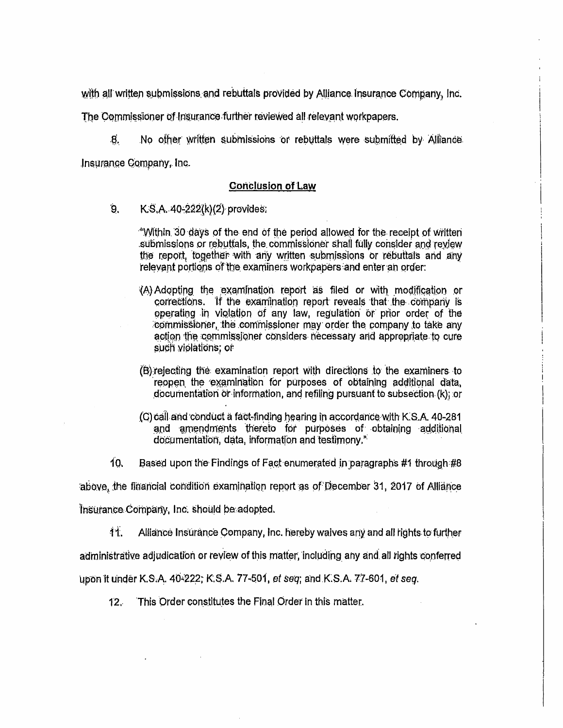with all written submissions and rebuttals provided by Alliance Insurance Company, Inc. The Commissioner of Insurance further reviewed all relevant workpapers.

8. No other written submissions or rebuttals were submitted by Alliance Insurance Company, Inc.

## Conclusion of Law

9. K.S.A. 40-222(k)(2) provides:

> "Within 30 days of the end of the period allowed for the receipt of written submissions or rebuttals, the commissioner shall fully consider and review the report, together with any written submissions or rebuttals and any relevant portions of the examiners workpapers and enter an order:
>
> (A) Adopting the examination report as filed or with modification or corrections. If the examination report reveals that the company is operating in violation of any law, regulation or prior order of the commissioner, the commissioner may order the company to take any action the commissioner considers necessary and appropriate to cure such violations; or
>
> (B) rejecting the examination report with directions to the examiners to reopen the examination for purposes of obtaining additional data, documentation or information, and refiling pursuant to subsection (k); or
>
> (C) call and conduct a fact-finding hearing in accordance with K.S.A. 40-281 and amendments thereto for purposes of obtaining additional documentation, data, information and testimony."

10. Based upon the Findings of Fact enumerated in paragraphs #1 through #8 above, the financial condition examination report as of December 31, 2017 of Alliance Insurance Company, Inc. should be adopted.

11. Alliance Insurance Company, Inc. hereby waives any and all rights to further administrative adjudication or review of this matter, including any and all rights conferred upon it under K.S.A. 40-222; K.S.A. 77-501, *et seq*; and K.S.A. 77-601, *et seq*.

12. This Order constitutes the Final Order in this matter.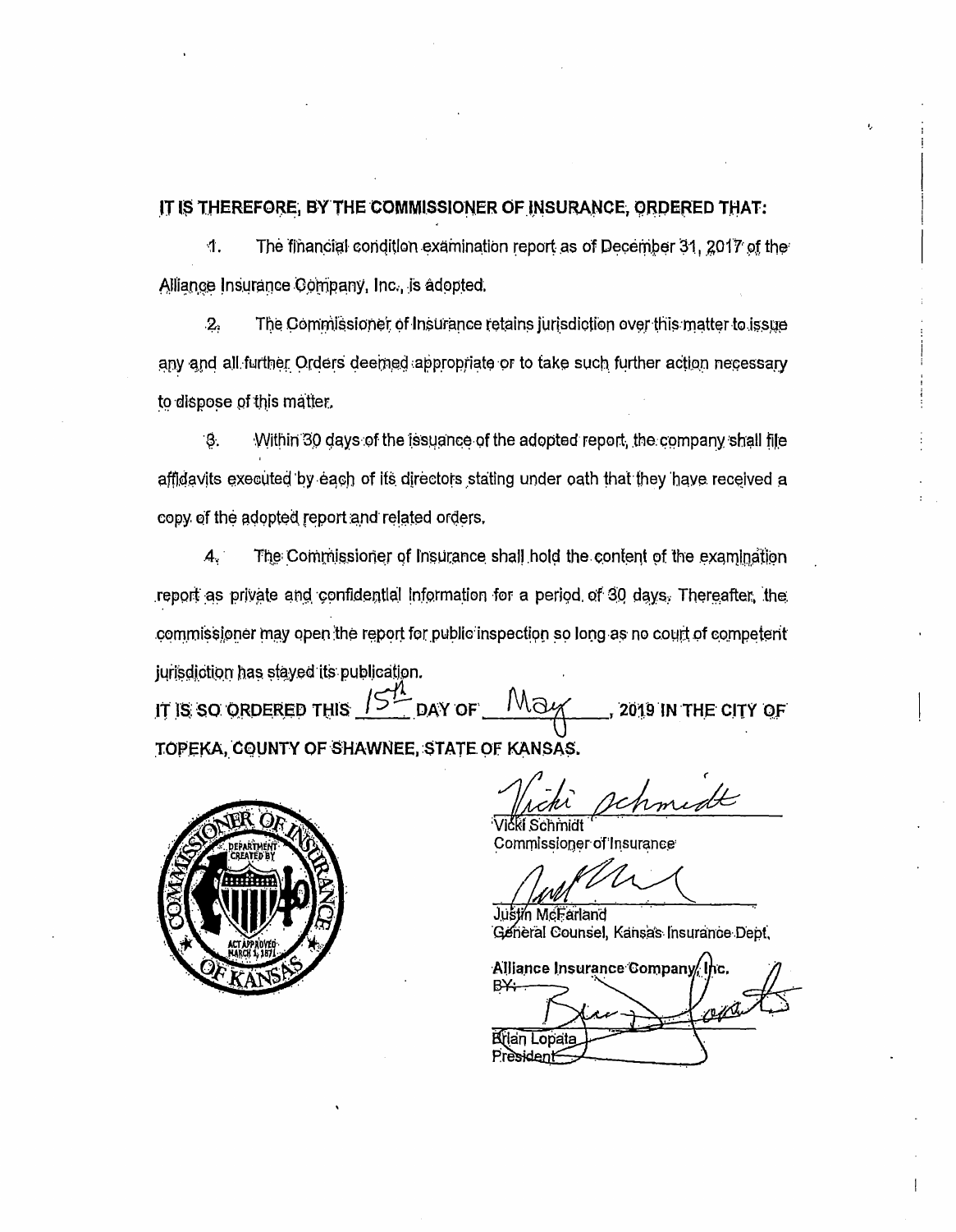**IT IS THEREFORE, BY THE COMMISSIONER OF INSURANCE, ORDERED THAT:**

1. The financial condition examination report as of December 31, 2017 of the Alliance Insurance Company, Inc., is adopted.

2. The Commissioner of Insurance retains jurisdiction over this matter to issue any and all further Orders deemed appropriate or to take such further action necessary to dispose of this matter.

3. Within 30 days of the issuance of the adopted report, the company shall file affidavits executed by each of its directors stating under oath that they have received a copy of the adopted report and related orders.

4. The Commissioner of Insurance shall hold the content of the examination report as private and confidential information for a period of 30 days. Thereafter, the commissioner may open the report for public inspection so long as no court of competent jurisdiction has stayed its publication.

**IT IS SO ORDERED THIS** 15th **DAY OF** May**, 2019 IN THE CITY OF TOPEKA, COUNTY OF SHAWNEE, STATE OF KANSAS.**

Vicki Schmidt
Commissioner of Insurance

Justin McFarland
General Counsel, Kansas Insurance Dept.

Alliance Insurance Company, Inc.
BY:

Brian Lopata
President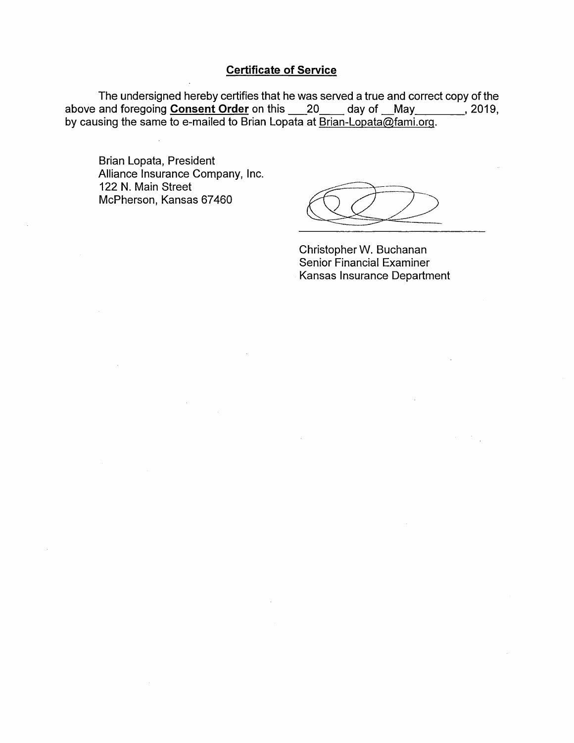## **Certificate of Service**

The undersigned hereby certifies that he was served a true and correct copy of the above and foregoing **Consent Order** on this ___20___ day of __May________, 2019, by causing the same to e-mailed to Brian Lopata at Brian-Lopata@fami.org.

Brian Lopata, President
Alliance Insurance Company, Inc.
122 N. Main Street
McPherson, Kansas 67460

_______________________________

Christopher W. Buchanan
Senior Financial Examiner
Kansas Insurance Department